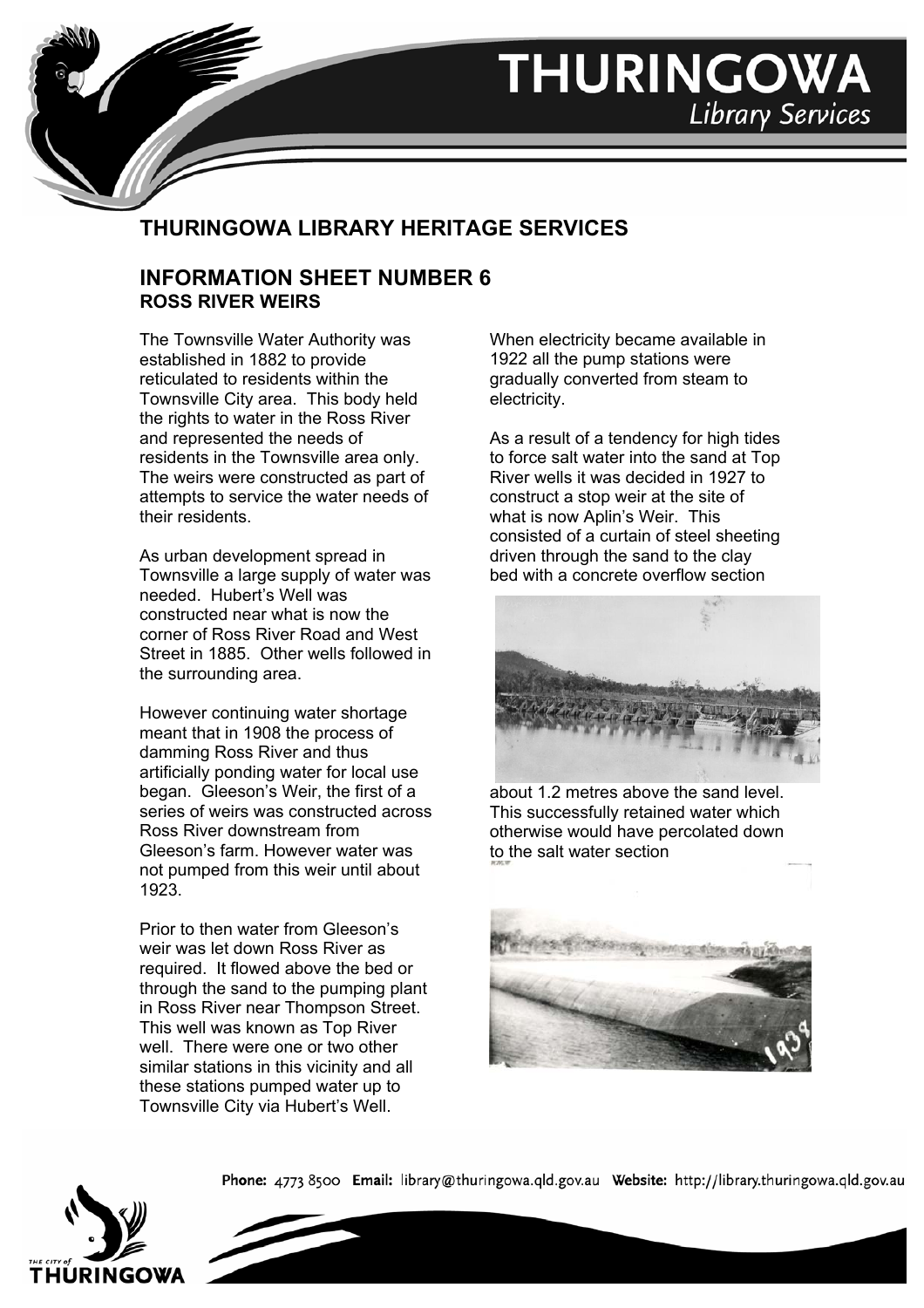# THURINGOWA LIBRARY HERITAGE SERVICES

## INFORMATION SHEET NUMBER 6

### ROSS RIVER WEIRS

The Townsville Water Authority was established in 1882 to provide reticulated to residents within the Townsville City area. This body held the rights to water in the Ross River and represented the needs of residents in the Townsville area only. The weirs were constructed as part of attempts to service the water needs of their residents.

As urban development spread in Townsville a large supply of water was needed. Hubert's Well was constructed near what is now the corner of Ross River Road and West Street in 1885. Other wells followed in the surrounding area.

However continuing water shortage meant that in 1908 the process of damming Ross River and thus artificially ponding water for local use began. Gleeson's Weir, the first of a series of weirs was constructed across Ross River downstream from Gleeson's farm. However water was not pumped from this weir until about 1923.

Prior to then water from Gleeson's weir was let down Ross River as required. It flowed above the bed or through the sand to the pumping plant in Ross River near Thompson Street. This well was known as Top River well. There were one or two other similar stations in this vicinity and all these stations pumped water up to Townsville City via Hubert's Well.

When electricity became available in 1922 all the pump stations were gradually converted from steam to electricity.

As a result of a tendency for high tides to force salt water into the sand at Top River wells it was decided in 1927 to construct a stop weir at the site of what is now Aplin's Weir. This consisted of a curtain of steel sheeting driven through the sand to the clay bed with a concrete overflow section about 1.2 metres above the sand level. This successfully retained water which otherwise would have percolated down to the salt water section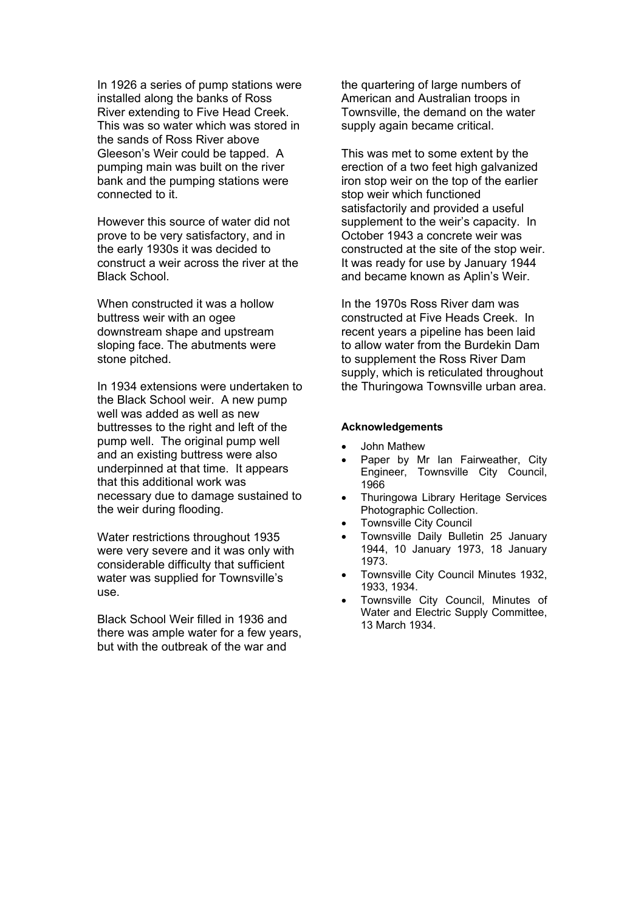In 1926 a series of pump stations were installed along the banks of Ross River extending to Five Head Creek. This was so water which was stored in the sands of Ross River above Gleeson's Weir could be tapped. A pumping main was built on the river bank and the pumping stations were connected to it.

However this source of water did not prove to be very satisfactory, and in the early 1930s it was decided to construct a weir across the river at the Black School.

When constructed it was a hollow buttress weir with an ogee downstream shape and upstream sloping face. The abutments were stone pitched.

In 1934 extensions were undertaken to the Black School weir. A new pump well was added as well as new buttresses to the right and left of the pump well. The original pump well and an existing buttress were also underpinned at that time. It appears that this additional work was necessary due to damage sustained to the weir during flooding.

Water restrictions throughout 1935 were very severe and it was only with considerable difficulty that sufficient water was supplied for Townsville's use.

Black School Weir filled in 1936 and there was ample water for a few years, but with the outbreak of the war and the quartering of large numbers of American and Australian troops in Townsville, the demand on the water supply again became critical.

This was met to some extent by the erection of a two feet high galvanized iron stop weir on the top of the earlier stop weir which functioned satisfactorily and provided a useful supplement to the weir's capacity. In October 1943 a concrete weir was constructed at the site of the stop weir. It was ready for use by January 1944 and became known as Aplin's Weir.

In the 1970s Ross River dam was constructed at Five Heads Creek. In recent years a pipeline has been laid to allow water from the Burdekin Dam to supplement the Ross River Dam supply, which is reticulated throughout the Thuringowa Townsville urban area.

#### Acknowledgements

- John Mathew
- Paper by Mr Ian Fairweather, City Engineer, Townsville City Council, 1966
- Thuringowa Library Heritage Services Photographic Collection.
- Townsville City Council
- Townsville Daily Bulletin 25 January 1944, 10 January 1973, 18 January 1973.
- Townsville City Council Minutes 1932, 1933, 1934.
- Townsville City Council, Minutes of Water and Electric Supply Committee, 13 March 1934.